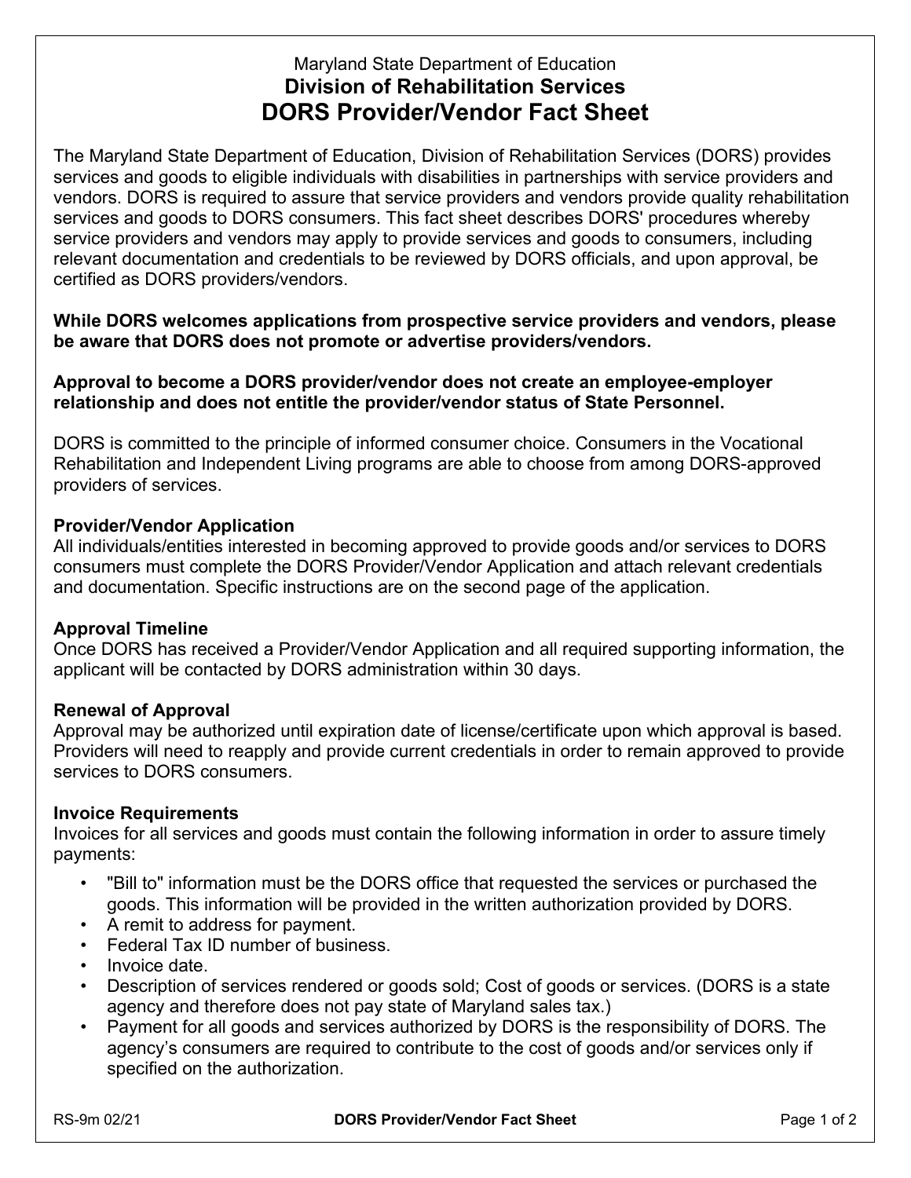Maryland State Department of Education

## Division of Rehabilitation Services

# DORS Provider/Vendor Fact Sheet

The Maryland State Department of Education, Division of Rehabilitation Services (DORS) provides services and goods to eligible individuals with disabilities in partnerships with service providers and vendors. DORS is required to assure that service providers and vendors provide quality rehabilitation services and goods to DORS consumers. This fact sheet describes DORS' procedures whereby service providers and vendors may apply to provide services and goods to consumers, including relevant documentation and credentials to be reviewed by DORS officials, and upon approval, be certified as DORS providers/vendors.

**While DORS welcomes applications from prospective service providers and vendors, please be aware that DORS does not promote or advertise providers/vendors.**

**Approval to become a DORS provider/vendor does not create an employee-employer relationship and does not entitle the provider/vendor status of State Personnel.**

DORS is committed to the principle of informed consumer choice. Consumers in the Vocational Rehabilitation and Independent Living programs are able to choose from among DORS-approved providers of services.

### Provider/Vendor Application

All individuals/entities interested in becoming approved to provide goods and/or services to DORS consumers must complete the DORS Provider/Vendor Application and attach relevant credentials and documentation. Specific instructions are on the second page of the application.

### Approval Timeline

Once DORS has received a Provider/Vendor Application and all required supporting information, the applicant will be contacted by DORS administration within 30 days.

### Renewal of Approval

Approval may be authorized until expiration date of license/certificate upon which approval is based. Providers will need to reapply and provide current credentials in order to remain approved to provide services to DORS consumers.

### Invoice Requirements

Invoices for all services and goods must contain the following information in order to assure timely payments:

- "Bill to" information must be the DORS office that requested the services or purchased the goods. This information will be provided in the written authorization provided by DORS.
- A remit to address for payment.
- Federal Tax ID number of business.
- Invoice date.
- Description of services rendered or goods sold; Cost of goods or services. (DORS is a state agency and therefore does not pay state of Maryland sales tax.)
- Payment for all goods and services authorized by DORS is the responsibility of DORS. The agency's consumers are required to contribute to the cost of goods and/or services only if specified on the authorization.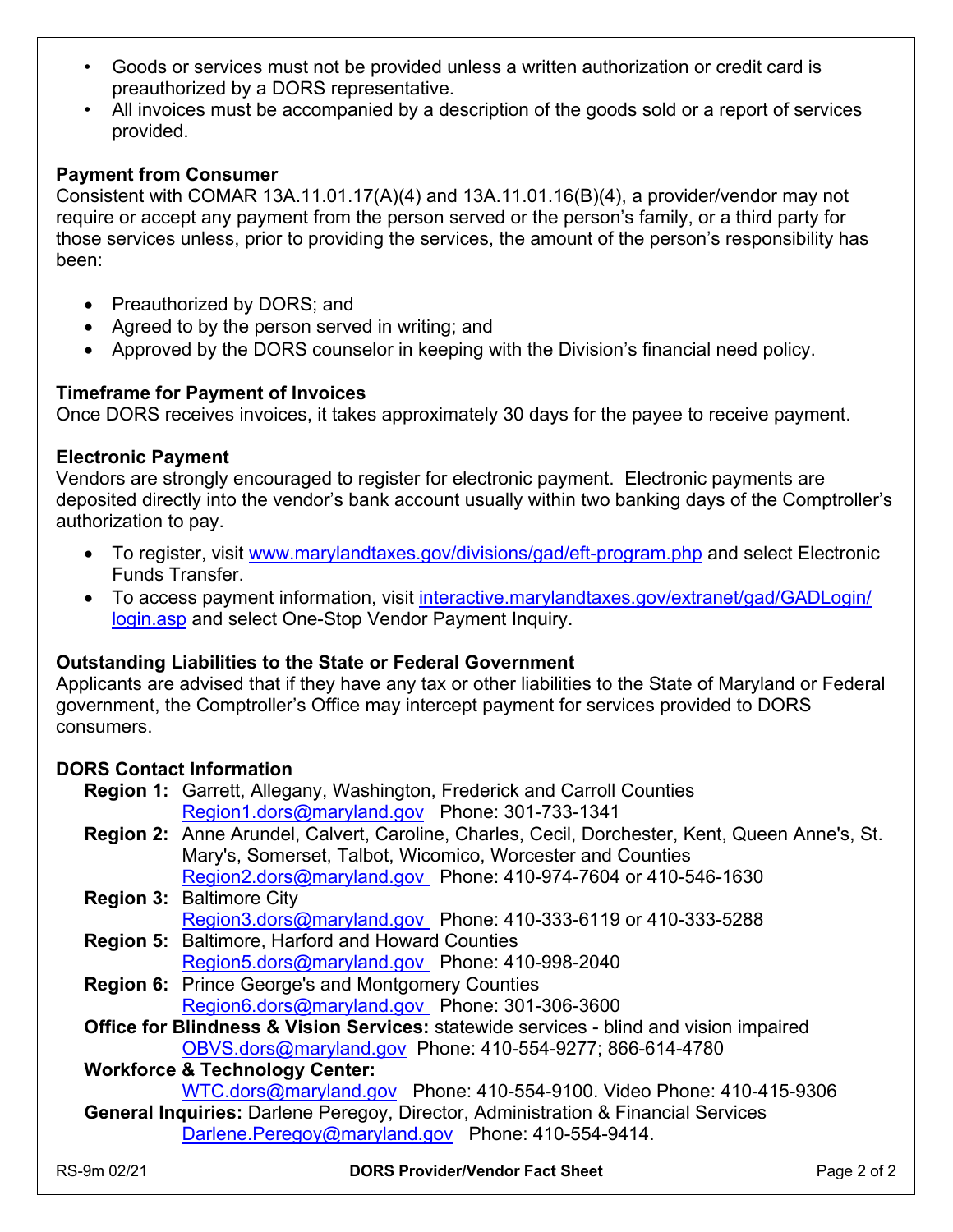- Goods or services must not be provided unless a written authorization or credit card is preauthorized by a DORS representative.
- All invoices must be accompanied by a description of the goods sold or a report of services provided.

**Payment from Consumer**

Consistent with COMAR 13A.11.01.17(A)(4) and 13A.11.01.16(B)(4), a provider/vendor may not require or accept any payment from the person served or the person's family, or a third party for those services unless, prior to providing the services, the amount of the person's responsibility has been:

- Preauthorized by DORS; and
- Agreed to by the person served in writing; and
- Approved by the DORS counselor in keeping with the Division's financial need policy.

**Timeframe for Payment of Invoices**

Once DORS receives invoices, it takes approximately 30 days for the payee to receive payment.

**Electronic Payment**

Vendors are strongly encouraged to register for electronic payment. Electronic payments are deposited directly into the vendor's bank account usually within two banking days of the Comptroller's authorization to pay.

- To register, visit www.marylandtaxes.gov/divisions/gad/eft-program.php and select Electronic Funds Transfer.
- To access payment information, visit interactive.marylandtaxes.gov/extranet/gad/GADLogin/login.asp and select One-Stop Vendor Payment Inquiry.

**Outstanding Liabilities to the State or Federal Government**

Applicants are advised that if they have any tax or other liabilities to the State of Maryland or Federal government, the Comptroller's Office may intercept payment for services provided to DORS consumers.

**DORS Contact Information**

**Region 1:** Garrett, Allegany, Washington, Frederick and Carroll Counties
Region1.dors@maryland.gov Phone: 301-733-1341

**Region 2:** Anne Arundel, Calvert, Caroline, Charles, Cecil, Dorchester, Kent, Queen Anne's, St. Mary's, Somerset, Talbot, Wicomico, Worcester and Counties
Region2.dors@maryland.gov Phone: 410-974-7604 or 410-546-1630

**Region 3:** Baltimore City
Region3.dors@maryland.gov Phone: 410-333-6119 or 410-333-5288

**Region 5:** Baltimore, Harford and Howard Counties
Region5.dors@maryland.gov Phone: 410-998-2040

**Region 6:** Prince George's and Montgomery Counties
Region6.dors@maryland.gov Phone: 301-306-3600

**Office for Blindness & Vision Services:** statewide services - blind and vision impaired
OBVS.dors@maryland.gov Phone: 410-554-9277; 866-614-4780

**Workforce & Technology Center:**
WTC.dors@maryland.gov Phone: 410-554-9100. Video Phone: 410-415-9306

**General Inquiries:** Darlene Peregoy, Director, Administration & Financial Services
Darlene.Peregoy@maryland.gov Phone: 410-554-9414.

RS-9m 02/21 **DORS Provider/Vendor Fact Sheet**